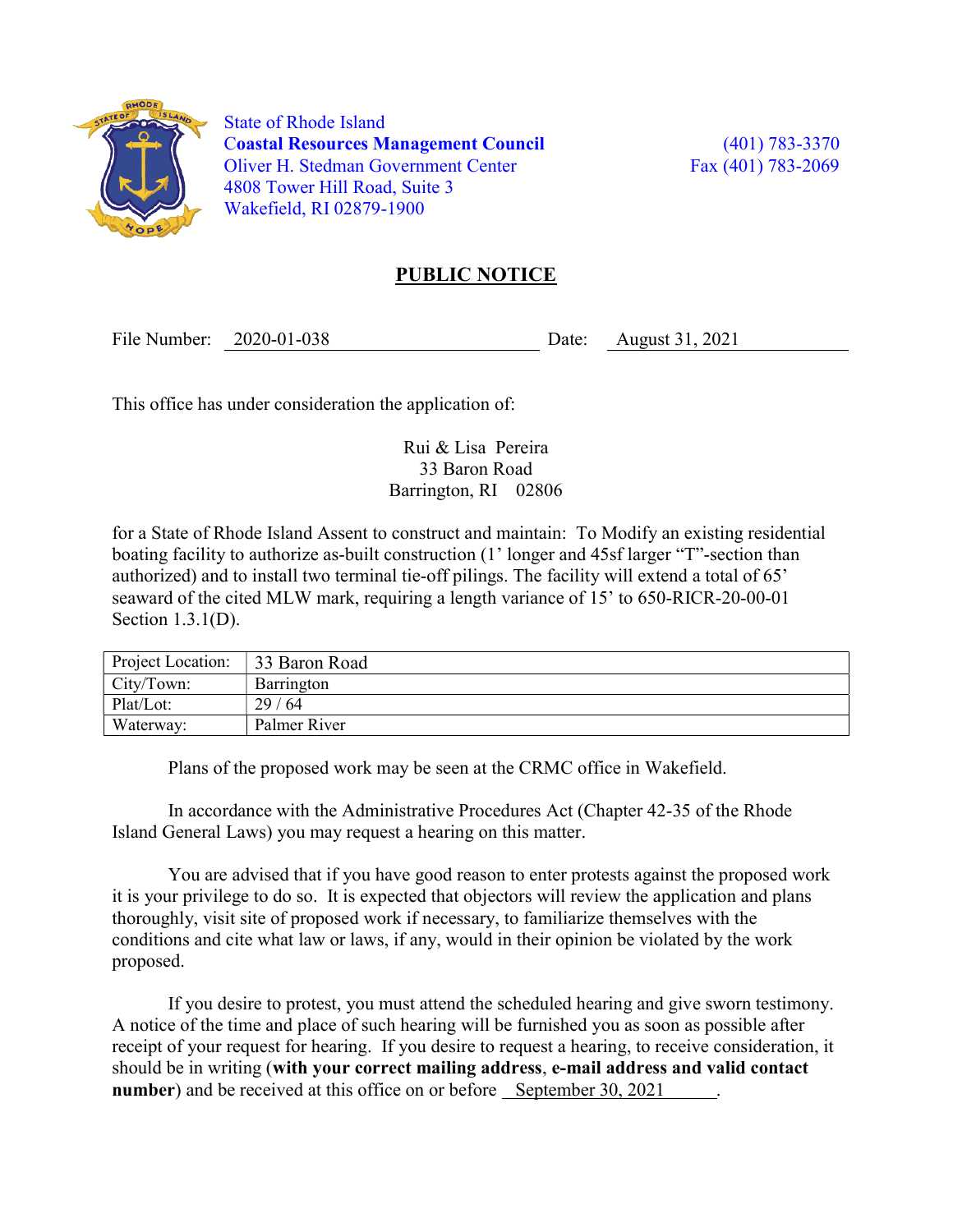State of Rhode Island
**Coastal Resources Management Council**
Oliver H. Stedman Government Center
4808 Tower Hill Road, Suite 3
Wakefield, RI 02879-1900

(401) 783-3370
Fax (401) 783-2069

# PUBLIC NOTICE

File Number: 2020-01-038 Date: August 31, 2021

This office has under consideration the application of:

Rui & Lisa Pereira
33 Baron Road
Barrington, RI 02806

for a State of Rhode Island Assent to construct and maintain: To Modify an existing residential boating facility to authorize as-built construction (1' longer and 45sf larger "T"-section than authorized) and to install two terminal tie-off pilings. The facility will extend a total of 65' seaward of the cited MLW mark, requiring a length variance of 15' to 650-RICR-20-00-01 Section 1.3.1(D).

| | |
|---|---|
| Project Location: | 33 Baron Road |
| City/Town: | Barrington |
| Plat/Lot: | 29 / 64 |
| Waterway: | Palmer River |

Plans of the proposed work may be seen at the CRMC office in Wakefield.

In accordance with the Administrative Procedures Act (Chapter 42-35 of the Rhode Island General Laws) you may request a hearing on this matter.

You are advised that if you have good reason to enter protests against the proposed work it is your privilege to do so. It is expected that objectors will review the application and plans thoroughly, visit site of proposed work if necessary, to familiarize themselves with the conditions and cite what law or laws, if any, would in their opinion be violated by the work proposed.

If you desire to protest, you must attend the scheduled hearing and give sworn testimony. A notice of the time and place of such hearing will be furnished you as soon as possible after receipt of your request for hearing. If you desire to request a hearing, to receive consideration, it should be in writing (**with your correct mailing address**, **e-mail address and valid contact number**) and be received at this office on or before September 30, 2021.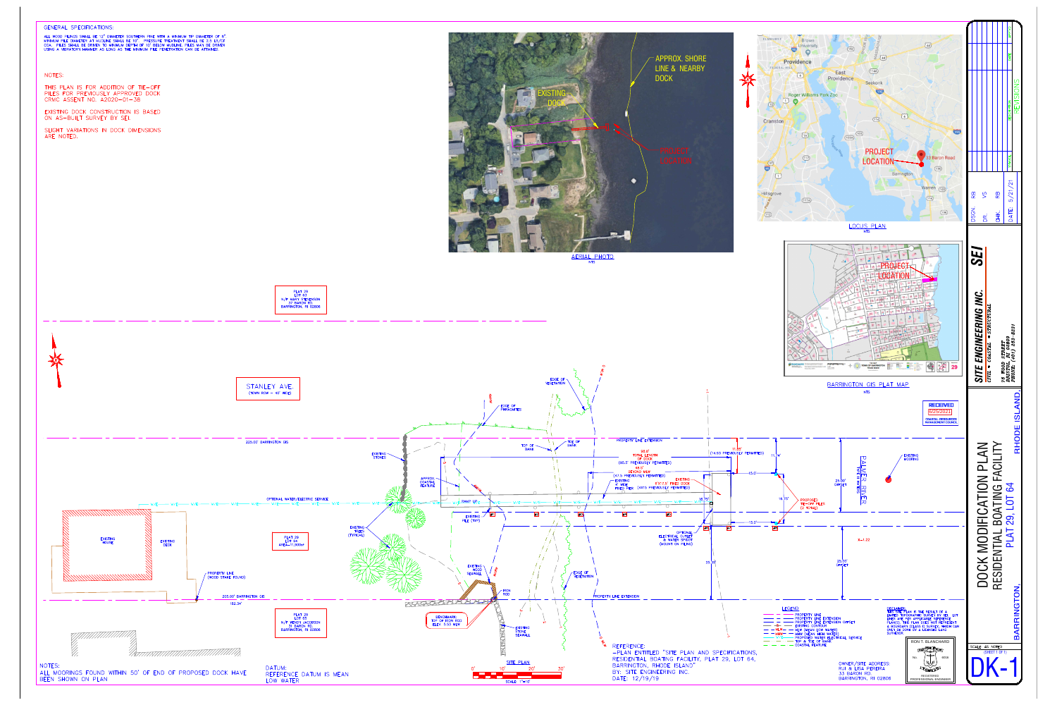## GENERAL SPECIFICATIONS:

ALL WOOD PILINGS SHALL BE 12" DIAMETER SOUTHERN PINE WITH A MINIMUM TIP DIAMETER OF 8" MINIMUM PILE DIAMETER AT MUDLINE SHALL BE 10". PRESSURE TREATMENT SHALL BE 2.5 LB/CF CCA. PILES SHALL BE DRIVEN TO MINIMUM DEPTH OF 10' BELOW MUDLINE. PILES MAY BE DRIVEN USING A VIBRATORY HAMMER AS LONG AS THE MINIMUM PILE PENETRATION CAN BE ATTAINED.

## NOTES:

THIS PLAN IS FOR ADDITION OF TIE-OFF PILES FOR PREVIOUSLY APPROVED DOCK CRMC ASSENT NO. A2020-01-38

EXISTING DOCK CONSTRUCTION IS BASED ON AS-BUILT SURVEY BY SEI.

SLIGHT VARIATIONS IN DOCK DIMENSIONS ARE NOTED.

APPROX. SHORE LINE & NEARBY DOCK

EXISTING DOCK

PROJECT LOCATION

AERIAL PHOTO
NTS

PROJECT LOCATION
33 Baron Road

LOCUS PLAN
NTS

PROJECT LOCATION

BARRINGTON GIS PLAT MAP
NTS

RECEIVED
5/25/2021
COASTAL RESOURCES MANAGEMENT COUNCIL

PLAT 29
LOT 63
N/F MARY STEVENSON
37 BARON RD.
BARRINGTON, RI 02806

STANLEY AVE.
(TOWN ROW – 40' WIDE)

225.00' BARRINGTON GIS

EXISTING STONES

TOP OF BANK

EDGE OF PHRAGMITES

EDGE OF VEGETATION

TOE OF BANK

APPROX. COASTAL FEATURE

PROPERTY LINE EXTENSION

96.6' TOTAL LENGTH OF DOCK (95.5' PREVIOUSLY PERMITTED)

48.0' BEYOND MLW (47.5 PREVIOUSLY PERMITTED)

EXISTING 4' WIDE FIXED PIER (46'5 PREVIOUSLY PERMITTED)

EXISTING 8'X7.5' FIXED DOCK

15.85' (14.83 PREVIOUSLY PERMITTED)

11.14'

15.0'

25.00' OFFSET

PALMER RIVER (TIDAL WATERS)

EXISTING MOORING

OPTIONAL WATER/ELECTRIC SERVICE

RAMP UP

EXISTING PILE (TYP)

16.75'

PROPOSED TIE-OFF PILES (2 TOTAL)

EXISTING TREES (TYPICAL)

OPTIONAL ELECTRICAL OUTLET & WATER SPIGOT (MOUNT ON PILING)

X=1.22

EXISTING HOUSE

EXISTING DECK

PLAT 29
LOT 64
AREA=11,900sf

EXISTING WOOD SEAWALL

IRON ROD

EDGE OF VEGETATION

25.00' OFFSET

PROPERTY LINE (WOOD STAKE FOUND)

205.00' BARRINGTON GIS

182.34'

PROPERTY LINE EXTENSION

BENCHMARK: TOP OF IRON ROD ELEV. 5.53 MLW

EXISTING STONE SEAWALL

PLAT 29
LOT 65
N/F WENDY JACOBSON
31 BARON RD.
BARRINGTON, RI 02806

SITE PLAN
SCALE: 1"=10'

0' 10' 20' 30'

### LEGEND

- PROPERTY LINE
- PROPERTY LINE EXTENSION
- PROPERTY LINE EXTENSION OFFSET
- EXISTING CONTOUR
- MLW (MEAN LOW WATER)
- MHW (MEAN HIGH WATER)
- PROPOSED WATER ELECTRICAL SERVICE
- TOP & TOE OF BANK
- COASTAL FEATURE

DISCLAIMER:
THIS PLAN IS THE RESULT OF A LIMITED TOPOGRAPHIC SURVEY BY SEI. LOT LINES ARE PER APPLICABLE REFERENCE PLANS. THIS PLAN DOES NOT REPRESENT A BOUNDARY SURVEY. WHICH CAN ONLY BE DONE BY A LICENSED LAND SURVEYOR.

NOTES:
ALL MOORINGS FOUND WITHIN 50' OF END OF PROPOSED DOCK HAVE BEEN SHOWN ON PLAN

DATUM:
REFERENCE DATUM IS MEAN LOW WATER

REFERENCE:
–PLAN ENTITLED "SITE PLAN AND SPECIFICATIONS, RESIDENTIAL BOATING FACILITY, PLAT 29, LOT 64, BARRINGTON, RHODE ISLAND"
BY: SITE ENGINEERING INC.
DATE: 12/19/19

OWNER/SITE ADDRESS:
RUI & LISA PEREIRA
33 BARON RD.
BARRINGTON, RI 02806

RON T. BLANCHARD
No. 6016
REGISTERED PROFESSIONAL ENGINEER

DSGN. RB
DR. VS
CHK. RB
DATE: 5/21/21

REVISIONS

SEI
SITE ENGINEERING INC.
CIVIL • COASTAL • STRUCTURAL
78 WOOD STREET
BRISTOL, RI 02809
PHONE: (401) 255-8231

DOCK MODIFICATION PLAN
RESIDENTIAL BOATING FACILITY
PLAT 29, LOT 64
BARRINGTON, RHODE ISLAND

SCALE: AS NOTED
(SHEET 1 OF 1)

DK-1